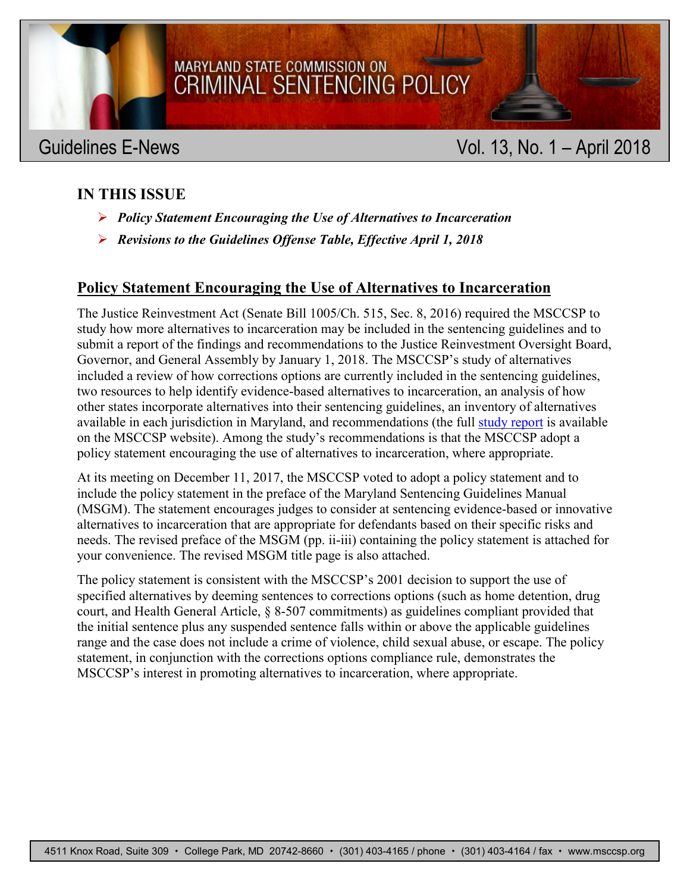MARYLAND STATE COMMISSION ON
# CRIMINAL SENTENCING POLICY

Guidelines E-News — Vol. 13, No. 1 – April 2018

## IN THIS ISSUE

- ***Policy Statement Encouraging the Use of Alternatives to Incarceration***
- ***Revisions to the Guidelines Offense Table, Effective April 1, 2018***

## Policy Statement Encouraging the Use of Alternatives to Incarceration

The Justice Reinvestment Act (Senate Bill 1005/Ch. 515, Sec. 8, 2016) required the MSCCSP to study how more alternatives to incarceration may be included in the sentencing guidelines and to submit a report of the findings and recommendations to the Justice Reinvestment Oversight Board, Governor, and General Assembly by January 1, 2018. The MSCCSP's study of alternatives included a review of how corrections options are currently included in the sentencing guidelines, two resources to help identify evidence-based alternatives to incarceration, an analysis of how other states incorporate alternatives into their sentencing guidelines, an inventory of alternatives available in each jurisdiction in Maryland, and recommendations (the full study report is available on the MSCCSP website). Among the study's recommendations is that the MSCCSP adopt a policy statement encouraging the use of alternatives to incarceration, where appropriate.

At its meeting on December 11, 2017, the MSCCSP voted to adopt a policy statement and to include the policy statement in the preface of the Maryland Sentencing Guidelines Manual (MSGM). The statement encourages judges to consider at sentencing evidence-based or innovative alternatives to incarceration that are appropriate for defendants based on their specific risks and needs. The revised preface of the MSGM (pp. ii-iii) containing the policy statement is attached for your convenience. The revised MSGM title page is also attached.

The policy statement is consistent with the MSCCSP's 2001 decision to support the use of specified alternatives by deeming sentences to corrections options (such as home detention, drug court, and Health General Article, § 8-507 commitments) as guidelines compliant provided that the initial sentence plus any suspended sentence falls within or above the applicable guidelines range and the case does not include a crime of violence, child sexual abuse, or escape. The policy statement, in conjunction with the corrections options compliance rule, demonstrates the MSCCSP's interest in promoting alternatives to incarceration, where appropriate.

4511 Knox Road, Suite 309 • College Park, MD 20742-8660 • (301) 403-4165 / phone • (301) 403-4164 / fax • www.msccsp.org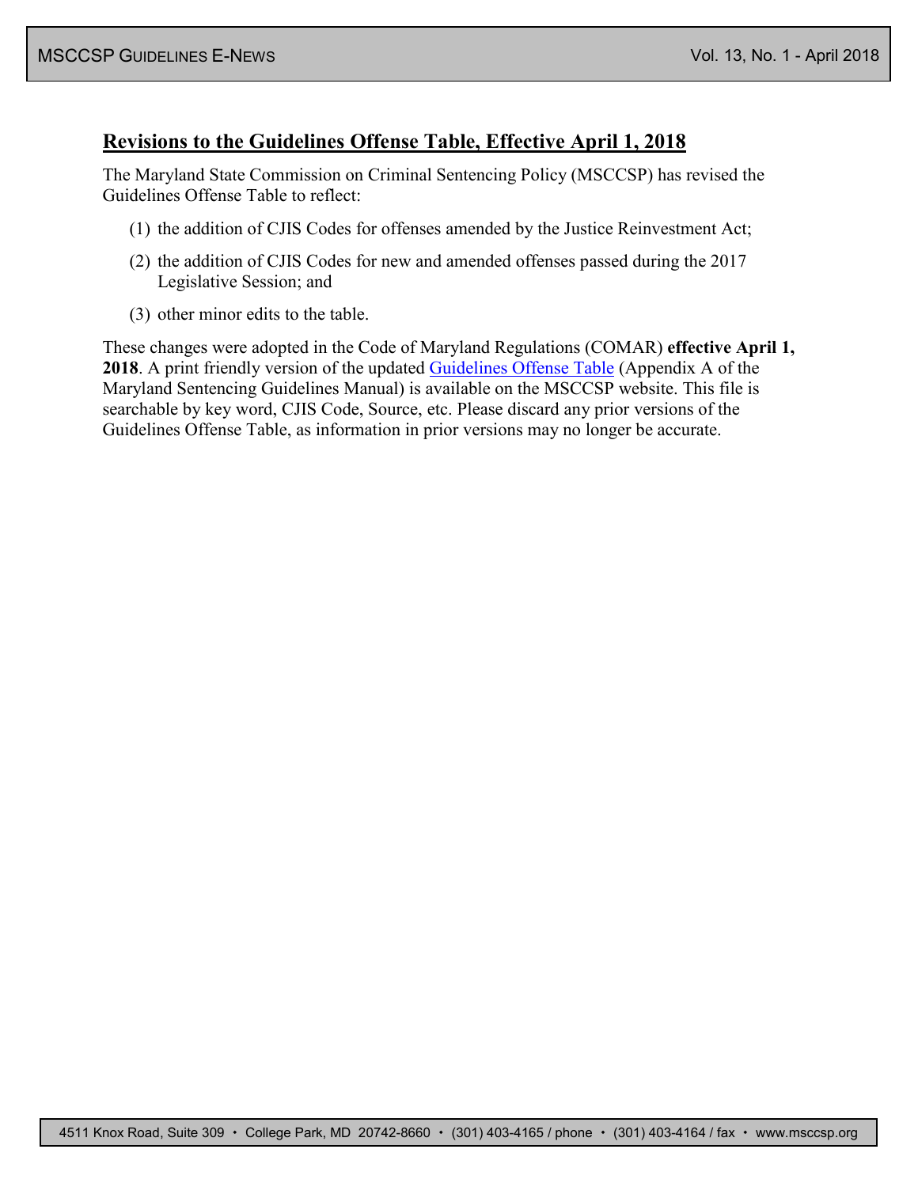## Revisions to the Guidelines Offense Table, Effective April 1, 2018

The Maryland State Commission on Criminal Sentencing Policy (MSCCSP) has revised the Guidelines Offense Table to reflect:

(1) the addition of CJIS Codes for offenses amended by the Justice Reinvestment Act;

(2) the addition of CJIS Codes for new and amended offenses passed during the 2017 Legislative Session; and

(3) other minor edits to the table.

These changes were adopted in the Code of Maryland Regulations (COMAR) **effective April 1, 2018**. A print friendly version of the updated Guidelines Offense Table (Appendix A of the Maryland Sentencing Guidelines Manual) is available on the MSCCSP website. This file is searchable by key word, CJIS Code, Source, etc. Please discard any prior versions of the Guidelines Offense Table, as information in prior versions may no longer be accurate.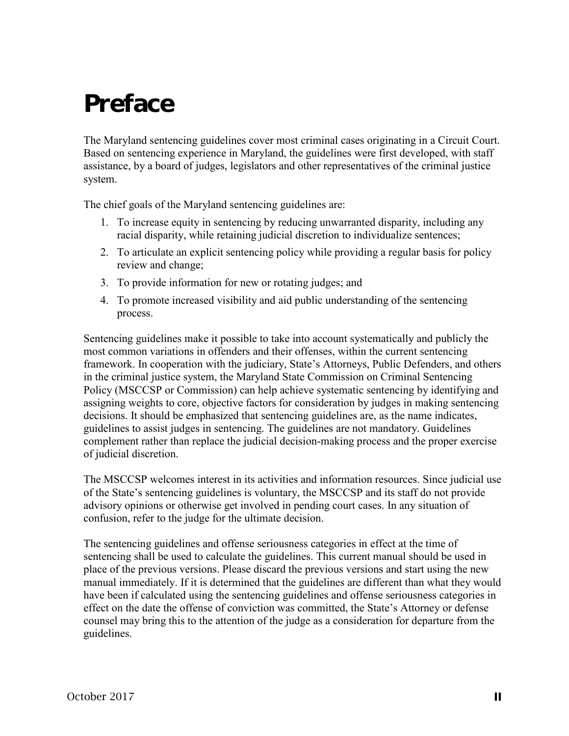# Preface

The Maryland sentencing guidelines cover most criminal cases originating in a Circuit Court. Based on sentencing experience in Maryland, the guidelines were first developed, with staff assistance, by a board of judges, legislators and other representatives of the criminal justice system.

The chief goals of the Maryland sentencing guidelines are:

1. To increase equity in sentencing by reducing unwarranted disparity, including any racial disparity, while retaining judicial discretion to individualize sentences;
2. To articulate an explicit sentencing policy while providing a regular basis for policy review and change;
3. To provide information for new or rotating judges; and
4. To promote increased visibility and aid public understanding of the sentencing process.

Sentencing guidelines make it possible to take into account systematically and publicly the most common variations in offenders and their offenses, within the current sentencing framework. In cooperation with the judiciary, State's Attorneys, Public Defenders, and others in the criminal justice system, the Maryland State Commission on Criminal Sentencing Policy (MSCCSP or Commission) can help achieve systematic sentencing by identifying and assigning weights to core, objective factors for consideration by judges in making sentencing decisions. It should be emphasized that sentencing guidelines are, as the name indicates, guidelines to assist judges in sentencing. The guidelines are not mandatory. Guidelines complement rather than replace the judicial decision-making process and the proper exercise of judicial discretion.

The MSCCSP welcomes interest in its activities and information resources. Since judicial use of the State's sentencing guidelines is voluntary, the MSCCSP and its staff do not provide advisory opinions or otherwise get involved in pending court cases. In any situation of confusion, refer to the judge for the ultimate decision.

The sentencing guidelines and offense seriousness categories in effect at the time of sentencing shall be used to calculate the guidelines. This current manual should be used in place of the previous versions. Please discard the previous versions and start using the new manual immediately. If it is determined that the guidelines are different than what they would have been if calculated using the sentencing guidelines and offense seriousness categories in effect on the date the offense of conviction was committed, the State's Attorney or defense counsel may bring this to the attention of the judge as a consideration for departure from the guidelines.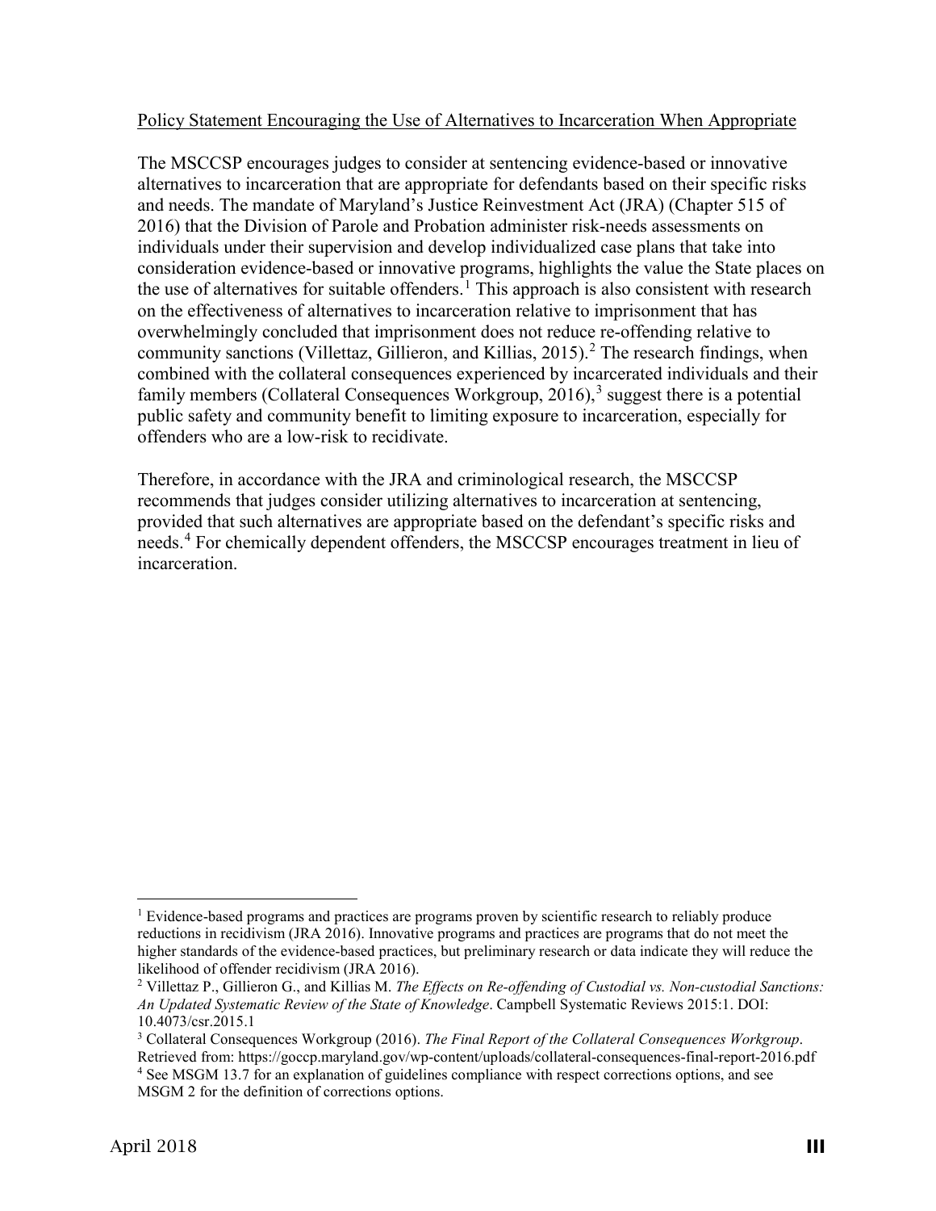Policy Statement Encouraging the Use of Alternatives to Incarceration When Appropriate

The MSCCSP encourages judges to consider at sentencing evidence-based or innovative alternatives to incarceration that are appropriate for defendants based on their specific risks and needs. The mandate of Maryland's Justice Reinvestment Act (JRA) (Chapter 515 of 2016) that the Division of Parole and Probation administer risk-needs assessments on individuals under their supervision and develop individualized case plans that take into consideration evidence-based or innovative programs, highlights the value the State places on the use of alternatives for suitable offenders.[1] This approach is also consistent with research on the effectiveness of alternatives to incarceration relative to imprisonment that has overwhelmingly concluded that imprisonment does not reduce re-offending relative to community sanctions (Villettaz, Gillieron, and Killias, 2015).[2] The research findings, when combined with the collateral consequences experienced by incarcerated individuals and their family members (Collateral Consequences Workgroup, 2016),[3] suggest there is a potential public safety and community benefit to limiting exposure to incarceration, especially for offenders who are a low-risk to recidivate.

Therefore, in accordance with the JRA and criminological research, the MSCCSP recommends that judges consider utilizing alternatives to incarceration at sentencing, provided that such alternatives are appropriate based on the defendant's specific risks and needs.[4] For chemically dependent offenders, the MSCCSP encourages treatment in lieu of incarceration.

---

[1] Evidence-based programs and practices are programs proven by scientific research to reliably produce reductions in recidivism (JRA 2016). Innovative programs and practices are programs that do not meet the higher standards of the evidence-based practices, but preliminary research or data indicate they will reduce the likelihood of offender recidivism (JRA 2016).

[2] Villettaz P., Gillieron G., and Killias M. *The Effects on Re-offending of Custodial vs. Non-custodial Sanctions: An Updated Systematic Review of the State of Knowledge*. Campbell Systematic Reviews 2015:1. DOI: 10.4073/csr.2015.1

[3] Collateral Consequences Workgroup (2016). *The Final Report of the Collateral Consequences Workgroup*. Retrieved from: https://goccp.maryland.gov/wp-content/uploads/collateral-consequences-final-report-2016.pdf

[4] See MSGM 13.7 for an explanation of guidelines compliance with respect corrections options, and see MSGM 2 for the definition of corrections options.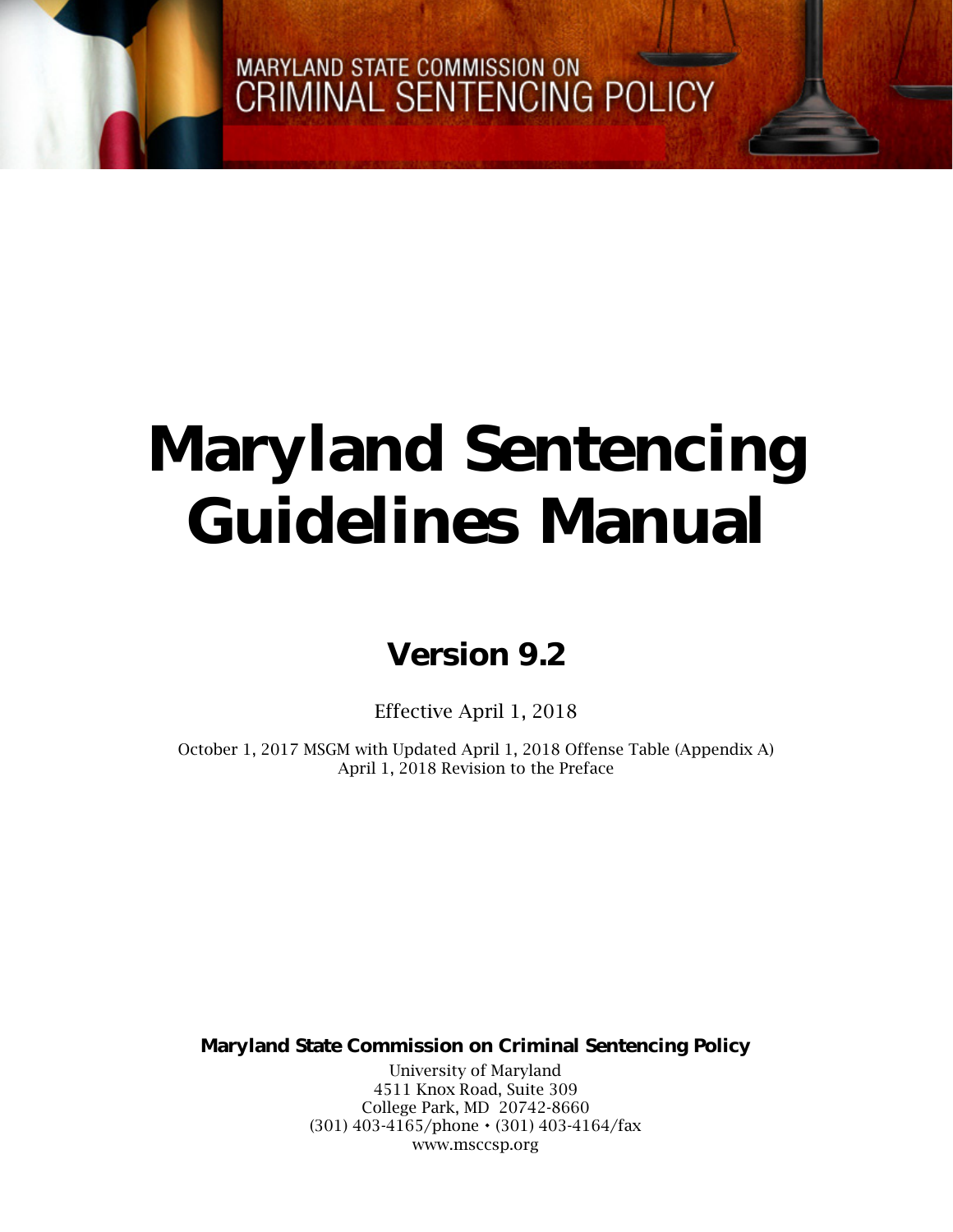MARYLAND STATE COMMISSION ON
CRIMINAL SENTENCING POLICY

# Maryland Sentencing Guidelines Manual

## Version 9.2

Effective April 1, 2018

October 1, 2017 MSGM with Updated April 1, 2018 Offense Table (Appendix A)
April 1, 2018 Revision to the Preface

**Maryland State Commission on Criminal Sentencing Policy**

University of Maryland
4511 Knox Road, Suite 309
College Park, MD 20742-8660
(301) 403-4165/phone • (301) 403-4164/fax
www.msccsp.org